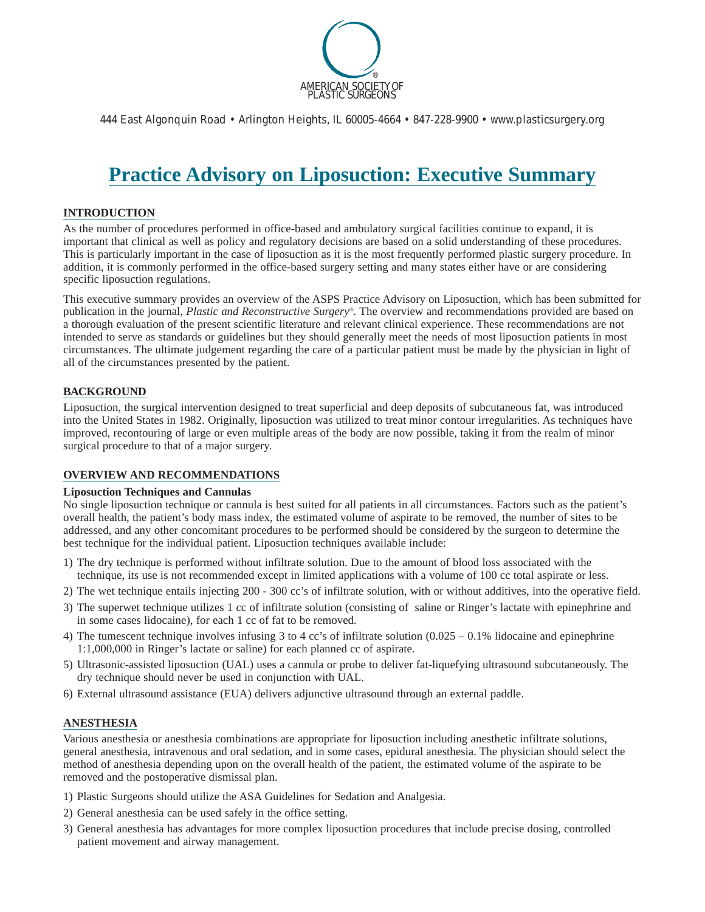AMERICAN SOCIETY OF PLASTIC SURGEONS®

444 East Algonquin Road • Arlington Heights, IL 60005-4664 • 847-228-9900 • www.plasticsurgery.org

# Practice Advisory on Liposuction: Executive Summary

## INTRODUCTION

As the number of procedures performed in office-based and ambulatory surgical facilities continue to expand, it is important that clinical as well as policy and regulatory decisions are based on a solid understanding of these procedures. This is particularly important in the case of liposuction as it is the most frequently performed plastic surgery procedure. In addition, it is commonly performed in the office-based surgery setting and many states either have or are considering specific liposuction regulations.

This executive summary provides an overview of the ASPS Practice Advisory on Liposuction, which has been submitted for publication in the journal, *Plastic and Reconstructive Surgery®*. The overview and recommendations provided are based on a thorough evaluation of the present scientific literature and relevant clinical experience. These recommendations are not intended to serve as standards or guidelines but they should generally meet the needs of most liposuction patients in most circumstances. The ultimate judgement regarding the care of a particular patient must be made by the physician in light of all of the circumstances presented by the patient.

## BACKGROUND

Liposuction, the surgical intervention designed to treat superficial and deep deposits of subcutaneous fat, was introduced into the United States in 1982. Originally, liposuction was utilized to treat minor contour irregularities. As techniques have improved, recontouring of large or even multiple areas of the body are now possible, taking it from the realm of minor surgical procedure to that of a major surgery.

## OVERVIEW AND RECOMMENDATIONS

### Liposuction Techniques and Cannulas

No single liposuction technique or cannula is best suited for all patients in all circumstances. Factors such as the patient's overall health, the patient's body mass index, the estimated volume of aspirate to be removed, the number of sites to be addressed, and any other concomitant procedures to be performed should be considered by the surgeon to determine the best technique for the individual patient. Liposuction techniques available include:

1) The dry technique is performed without infiltrate solution. Due to the amount of blood loss associated with the technique, its use is not recommended except in limited applications with a volume of 100 cc total aspirate or less.
2) The wet technique entails injecting 200 - 300 cc's of infiltrate solution, with or without additives, into the operative field.
3) The superwet technique utilizes 1 cc of infiltrate solution (consisting of saline or Ringer's lactate with epinephrine and in some cases lidocaine), for each 1 cc of fat to be removed.
4) The tumescent technique involves infusing 3 to 4 cc's of infiltrate solution (0.025 – 0.1% lidocaine and epinephrine 1:1,000,000 in Ringer's lactate or saline) for each planned cc of aspirate.
5) Ultrasonic-assisted liposuction (UAL) uses a cannula or probe to deliver fat-liquefying ultrasound subcutaneously. The dry technique should never be used in conjunction with UAL.
6) External ultrasound assistance (EUA) delivers adjunctive ultrasound through an external paddle.

## ANESTHESIA

Various anesthesia or anesthesia combinations are appropriate for liposuction including anesthetic infiltrate solutions, general anesthesia, intravenous and oral sedation, and in some cases, epidural anesthesia. The physician should select the method of anesthesia depending upon on the overall health of the patient, the estimated volume of the aspirate to be removed and the postoperative dismissal plan.

1) Plastic Surgeons should utilize the ASA Guidelines for Sedation and Analgesia.
2) General anesthesia can be used safely in the office setting.
3) General anesthesia has advantages for more complex liposuction procedures that include precise dosing, controlled patient movement and airway management.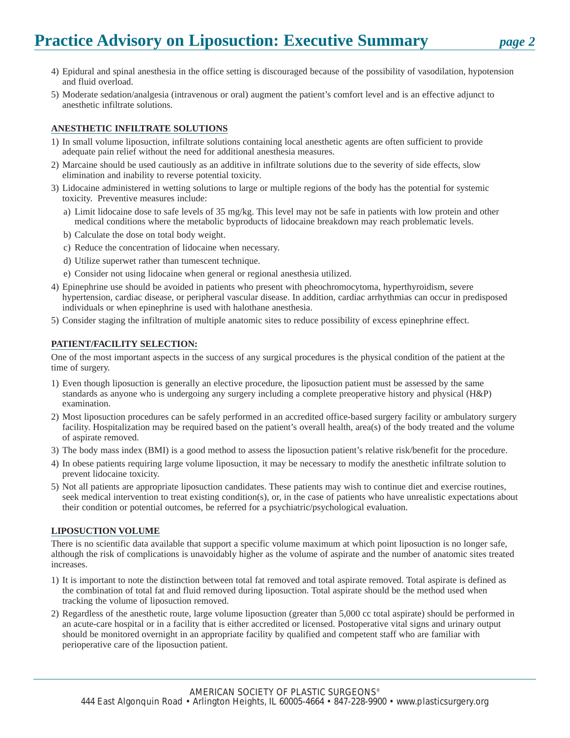4) Epidural and spinal anesthesia in the office setting is discouraged because of the possibility of vasodilation, hypotension and fluid overload.
5) Moderate sedation/analgesia (intravenous or oral) augment the patient's comfort level and is an effective adjunct to anesthetic infiltrate solutions.

## ANESTHETIC INFILTRATE SOLUTIONS

1) In small volume liposuction, infiltrate solutions containing local anesthetic agents are often sufficient to provide adequate pain relief without the need for additional anesthesia measures.
2) Marcaine should be used cautiously as an additive in infiltrate solutions due to the severity of side effects, slow elimination and inability to reverse potential toxicity.
3) Lidocaine administered in wetting solutions to large or multiple regions of the body has the potential for systemic toxicity. Preventive measures include:
   a) Limit lidocaine dose to safe levels of 35 mg/kg. This level may not be safe in patients with low protein and other medical conditions where the metabolic byproducts of lidocaine breakdown may reach problematic levels.
   b) Calculate the dose on total body weight.
   c) Reduce the concentration of lidocaine when necessary.
   d) Utilize superwet rather than tumescent technique.
   e) Consider not using lidocaine when general or regional anesthesia utilized.
4) Epinephrine use should be avoided in patients who present with pheochromocytoma, hyperthyroidism, severe hypertension, cardiac disease, or peripheral vascular disease. In addition, cardiac arrhythmias can occur in predisposed individuals or when epinephrine is used with halothane anesthesia.
5) Consider staging the infiltration of multiple anatomic sites to reduce possibility of excess epinephrine effect.

## PATIENT/FACILITY SELECTION:

One of the most important aspects in the success of any surgical procedures is the physical condition of the patient at the time of surgery.

1) Even though liposuction is generally an elective procedure, the liposuction patient must be assessed by the same standards as anyone who is undergoing any surgery including a complete preoperative history and physical (H&P) examination.
2) Most liposuction procedures can be safely performed in an accredited office-based surgery facility or ambulatory surgery facility. Hospitalization may be required based on the patient's overall health, area(s) of the body treated and the volume of aspirate removed.
3) The body mass index (BMI) is a good method to assess the liposuction patient's relative risk/benefit for the procedure.
4) In obese patients requiring large volume liposuction, it may be necessary to modify the anesthetic infiltrate solution to prevent lidocaine toxicity.
5) Not all patients are appropriate liposuction candidates. These patients may wish to continue diet and exercise routines, seek medical intervention to treat existing condition(s), or, in the case of patients who have unrealistic expectations about their condition or potential outcomes, be referred for a psychiatric/psychological evaluation.

## LIPOSUCTION VOLUME

There is no scientific data available that support a specific volume maximum at which point liposuction is no longer safe, although the risk of complications is unavoidably higher as the volume of aspirate and the number of anatomic sites treated increases.

1) It is important to note the distinction between total fat removed and total aspirate removed. Total aspirate is defined as the combination of total fat and fluid removed during liposuction. Total aspirate should be the method used when tracking the volume of liposuction removed.
2) Regardless of the anesthetic route, large volume liposuction (greater than 5,000 cc total aspirate) should be performed in an acute-care hospital or in a facility that is either accredited or licensed. Postoperative vital signs and urinary output should be monitored overnight in an appropriate facility by qualified and competent staff who are familiar with perioperative care of the liposuction patient.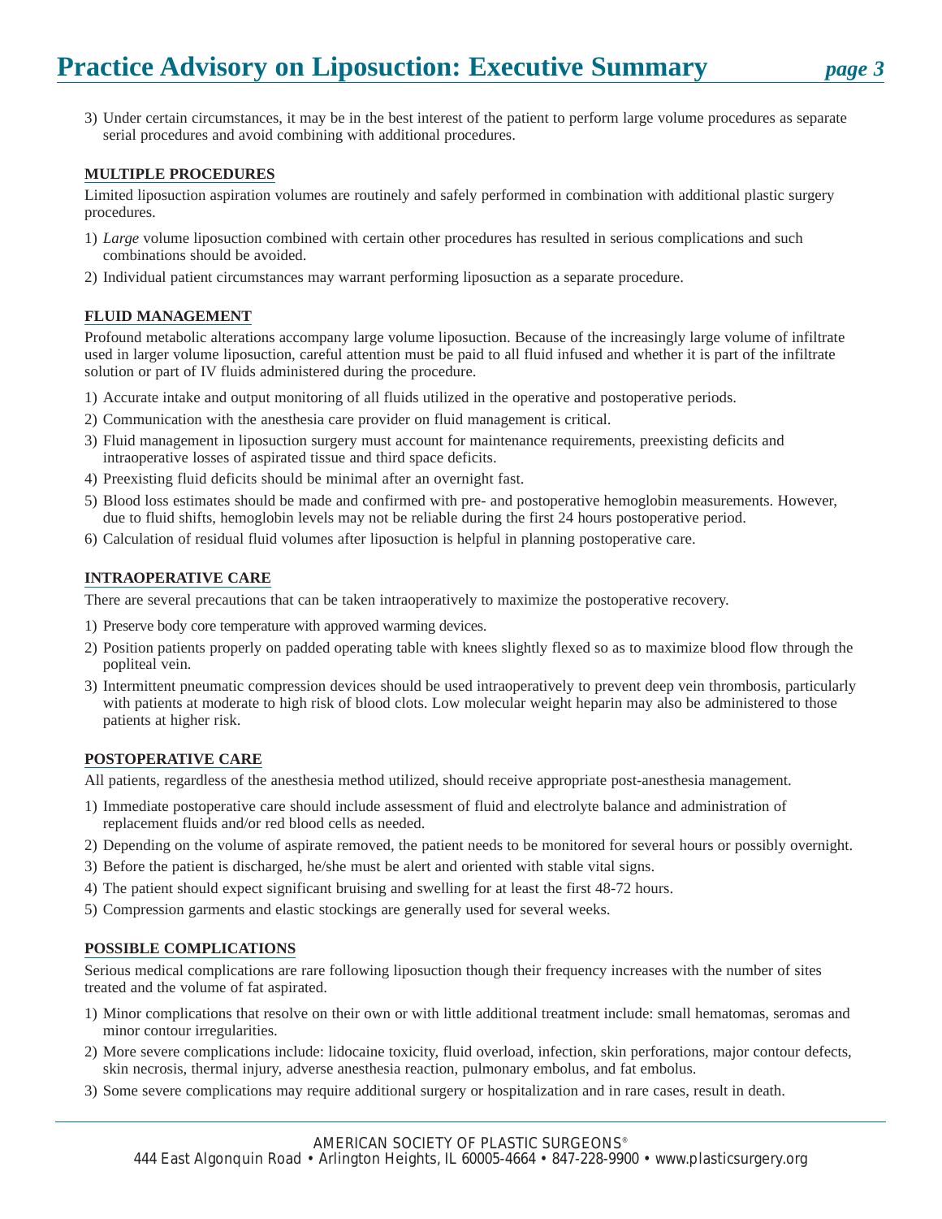3) Under certain circumstances, it may be in the best interest of the patient to perform large volume procedures as separate serial procedures and avoid combining with additional procedures.

## MULTIPLE PROCEDURES

Limited liposuction aspiration volumes are routinely and safely performed in combination with additional plastic surgery procedures.

1) *Large* volume liposuction combined with certain other procedures has resulted in serious complications and such combinations should be avoided.
2) Individual patient circumstances may warrant performing liposuction as a separate procedure.

## FLUID MANAGEMENT

Profound metabolic alterations accompany large volume liposuction. Because of the increasingly large volume of infiltrate used in larger volume liposuction, careful attention must be paid to all fluid infused and whether it is part of the infiltrate solution or part of IV fluids administered during the procedure.

1) Accurate intake and output monitoring of all fluids utilized in the operative and postoperative periods.
2) Communication with the anesthesia care provider on fluid management is critical.
3) Fluid management in liposuction surgery must account for maintenance requirements, preexisting deficits and intraoperative losses of aspirated tissue and third space deficits.
4) Preexisting fluid deficits should be minimal after an overnight fast.
5) Blood loss estimates should be made and confirmed with pre- and postoperative hemoglobin measurements. However, due to fluid shifts, hemoglobin levels may not be reliable during the first 24 hours postoperative period.
6) Calculation of residual fluid volumes after liposuction is helpful in planning postoperative care.

## INTRAOPERATIVE CARE

There are several precautions that can be taken intraoperatively to maximize the postoperative recovery.

1) Preserve body core temperature with approved warming devices.
2) Position patients properly on padded operating table with knees slightly flexed so as to maximize blood flow through the popliteal vein.
3) Intermittent pneumatic compression devices should be used intraoperatively to prevent deep vein thrombosis, particularly with patients at moderate to high risk of blood clots. Low molecular weight heparin may also be administered to those patients at higher risk.

## POSTOPERATIVE CARE

All patients, regardless of the anesthesia method utilized, should receive appropriate post-anesthesia management.

1) Immediate postoperative care should include assessment of fluid and electrolyte balance and administration of replacement fluids and/or red blood cells as needed.
2) Depending on the volume of aspirate removed, the patient needs to be monitored for several hours or possibly overnight.
3) Before the patient is discharged, he/she must be alert and oriented with stable vital signs.
4) The patient should expect significant bruising and swelling for at least the first 48-72 hours.
5) Compression garments and elastic stockings are generally used for several weeks.

## POSSIBLE COMPLICATIONS

Serious medical complications are rare following liposuction though their frequency increases with the number of sites treated and the volume of fat aspirated.

1) Minor complications that resolve on their own or with little additional treatment include: small hematomas, seromas and minor contour irregularities.
2) More severe complications include: lidocaine toxicity, fluid overload, infection, skin perforations, major contour defects, skin necrosis, thermal injury, adverse anesthesia reaction, pulmonary embolus, and fat embolus.
3) Some severe complications may require additional surgery or hospitalization and in rare cases, result in death.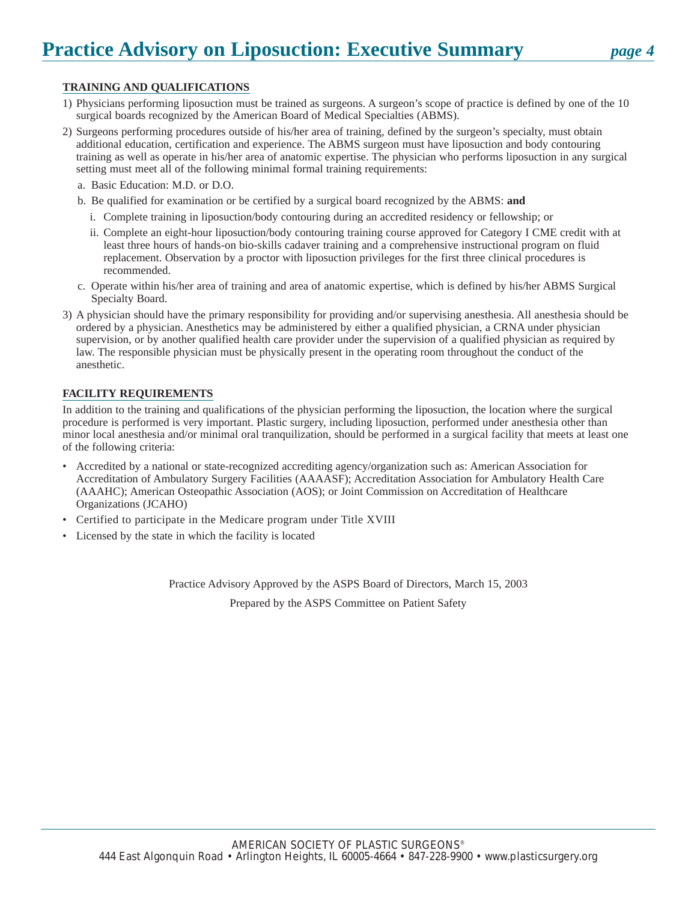## TRAINING AND QUALIFICATIONS

1) Physicians performing liposuction must be trained as surgeons. A surgeon's scope of practice is defined by one of the 10 surgical boards recognized by the American Board of Medical Specialties (ABMS).
2) Surgeons performing procedures outside of his/her area of training, defined by the surgeon's specialty, must obtain additional education, certification and experience. The ABMS surgeon must have liposuction and body contouring training as well as operate in his/her area of anatomic expertise. The physician who performs liposuction in any surgical setting must meet all of the following minimal formal training requirements:
   a. Basic Education: M.D. or D.O.
   b. Be qualified for examination or be certified by a surgical board recognized by the ABMS: **and**
      i. Complete training in liposuction/body contouring during an accredited residency or fellowship; or
      ii. Complete an eight-hour liposuction/body contouring training course approved for Category I CME credit with at least three hours of hands-on bio-skills cadaver training and a comprehensive instructional program on fluid replacement. Observation by a proctor with liposuction privileges for the first three clinical procedures is recommended.
   c. Operate within his/her area of training and area of anatomic expertise, which is defined by his/her ABMS Surgical Specialty Board.
3) A physician should have the primary responsibility for providing and/or supervising anesthesia. All anesthesia should be ordered by a physician. Anesthetics may be administered by either a qualified physician, a CRNA under physician supervision, or by another qualified health care provider under the supervision of a qualified physician as required by law. The responsible physician must be physically present in the operating room throughout the conduct of the anesthetic.

## FACILITY REQUIREMENTS

In addition to the training and qualifications of the physician performing the liposuction, the location where the surgical procedure is performed is very important. Plastic surgery, including liposuction, performed under anesthesia other than minor local anesthesia and/or minimal oral tranquilization, should be performed in a surgical facility that meets at least one of the following criteria:

- Accredited by a national or state-recognized accrediting agency/organization such as: American Association for Accreditation of Ambulatory Surgery Facilities (AAAASF); Accreditation Association for Ambulatory Health Care (AAAHC); American Osteopathic Association (AOS); or Joint Commission on Accreditation of Healthcare Organizations (JCAHO)
- Certified to participate in the Medicare program under Title XVIII
- Licensed by the state in which the facility is located

Practice Advisory Approved by the ASPS Board of Directors, March 15, 2003

Prepared by the ASPS Committee on Patient Safety

AMERICAN SOCIETY OF PLASTIC SURGEONS®
444 East Algonquin Road • Arlington Heights, IL 60005-4664 • 847-228-9900 • www.plasticsurgery.org